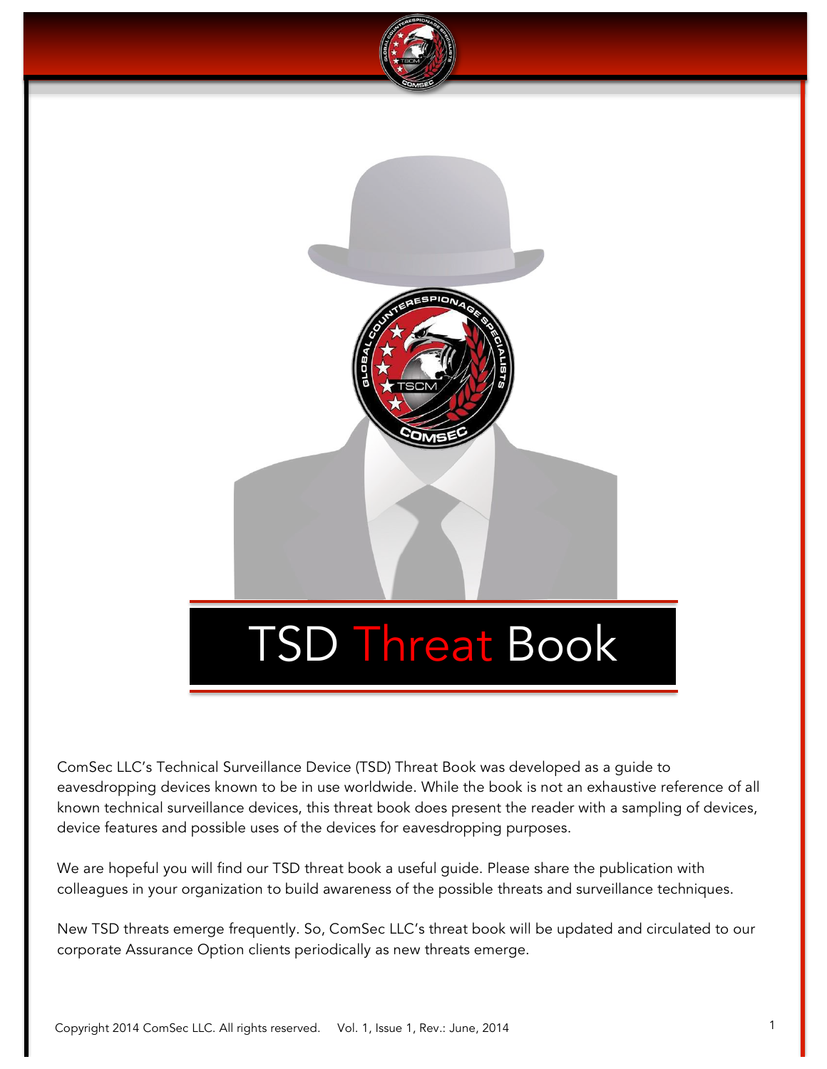# TSD Threat Book

ComSec LLC's Technical Surveillance Device (TSD) Threat Book was developed as a guide to eavesdropping devices known to be in use worldwide. While the book is not an exhaustive reference of all known technical surveillance devices, this threat book does present the reader with a sampling of devices, device features and possible uses of the devices for eavesdropping purposes.

We are hopeful you will find our TSD threat book a useful guide. Please share the publication with colleagues in your organization to build awareness of the possible threats and surveillance techniques.

New TSD threats emerge frequently. So, ComSec LLC's threat book will be updated and circulated to our corporate Assurance Option clients periodically as new threats emerge.

Copyright 2014 ComSec LLC. All rights reserved. Vol. 1, Issue 1, Rev.: June, 2014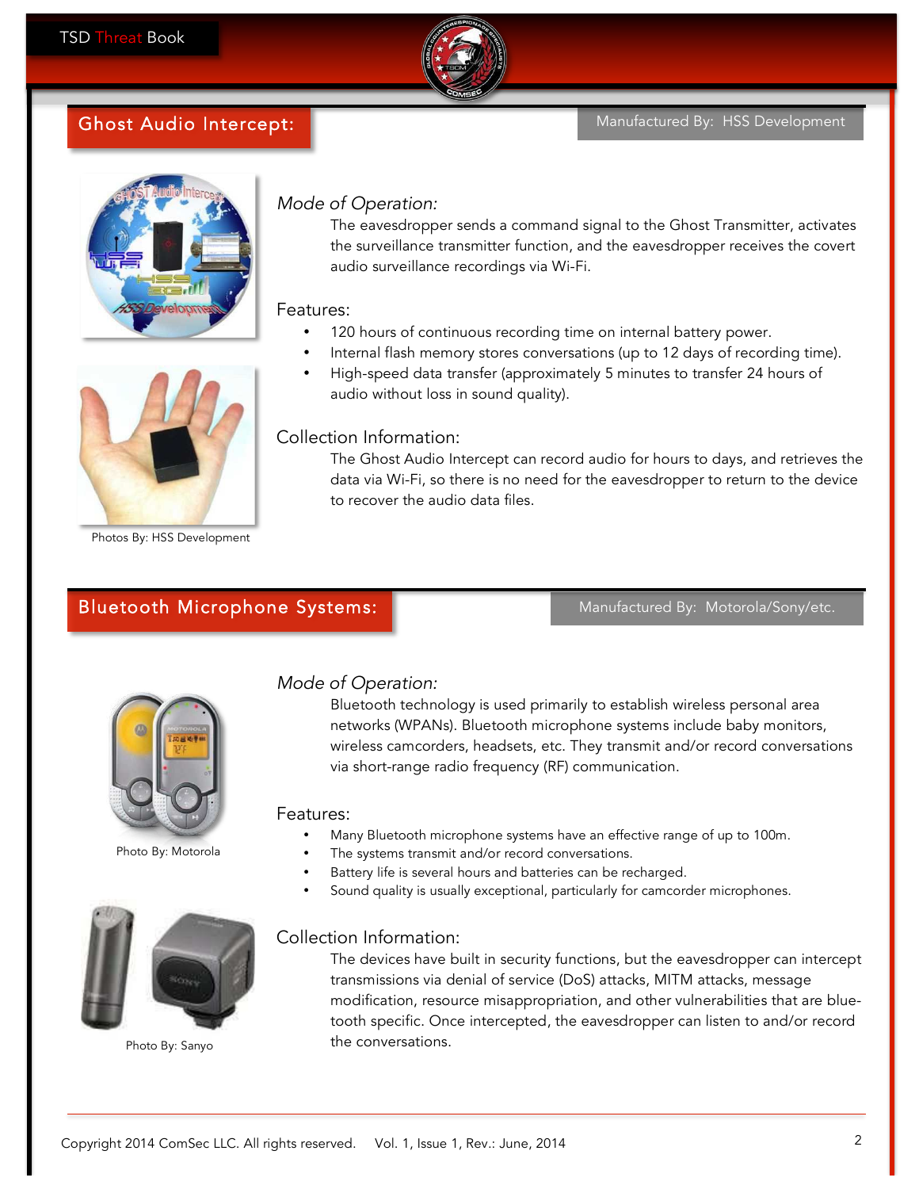## Ghost Audio Intercept:

Manufactured By: HSS Development

Photos By: HSS Development

*Mode of Operation:*

The eavesdropper sends a command signal to the Ghost Transmitter, activates the surveillance transmitter function, and the eavesdropper receives the covert audio surveillance recordings via Wi-Fi.

Features:

- 120 hours of continuous recording time on internal battery power.
- Internal flash memory stores conversations (up to 12 days of recording time).
- High-speed data transfer (approximately 5 minutes to transfer 24 hours of audio without loss in sound quality).

Collection Information:

The Ghost Audio Intercept can record audio for hours to days, and retrieves the data via Wi-Fi, so there is no need for the eavesdropper to return to the device to recover the audio data files.

## Bluetooth Microphone Systems:

Manufactured By: Motorola/Sony/etc.

Photo By: Motorola

Photo By: Sanyo

*Mode of Operation:*

Bluetooth technology is used primarily to establish wireless personal area networks (WPANs). Bluetooth microphone systems include baby monitors, wireless camcorders, headsets, etc. They transmit and/or record conversations via short-range radio frequency (RF) communication.

Features:

- Many Bluetooth microphone systems have an effective range of up to 100m.
- The systems transmit and/or record conversations.
- Battery life is several hours and batteries can be recharged.
- Sound quality is usually exceptional, particularly for camcorder microphones.

Collection Information:

The devices have built in security functions, but the eavesdropper can intercept transmissions via denial of service (DoS) attacks, MITM attacks, message modification, resource misappropriation, and other vulnerabilities that are blue-tooth specific. Once intercepted, the eavesdropper can listen to and/or record the conversations.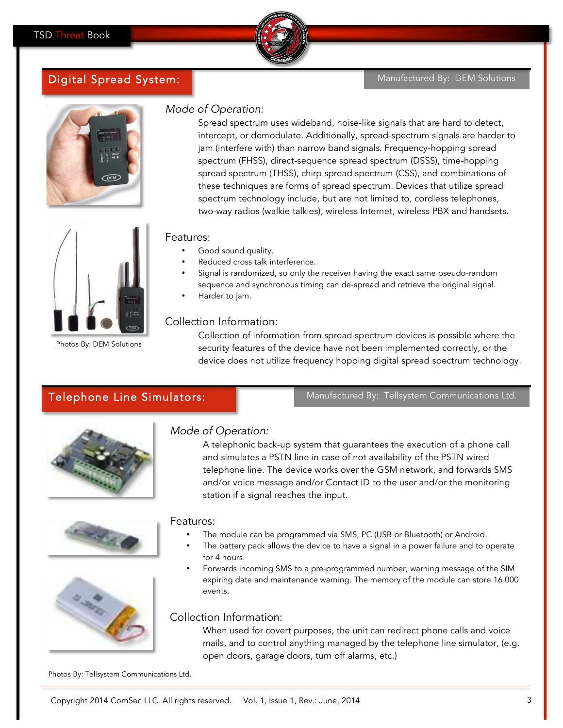## Digital Spread System:

Manufactured By: DEM Solutions

### *Mode of Operation:*

Spread spectrum uses wideband, noise-like signals that are hard to detect, intercept, or demodulate. Additionally, spread-spectrum signals are harder to jam (interfere with) than narrow band signals. Frequency-hopping spread spectrum (FHSS), direct-sequence spread spectrum (DSSS), time-hopping spread spectrum (THSS), chirp spread spectrum (CSS), and combinations of these techniques are forms of spread spectrum. Devices that utilize spread spectrum technology include, but are not limited to, cordless telephones, two-way radios (walkie talkies), wireless Internet, wireless PBX and handsets.

### Features:

- Good sound quality.
- Reduced cross talk interference.
- Signal is randomized, so only the receiver having the exact same pseudo-random sequence and synchronous timing can de-spread and retrieve the original signal.
- Harder to jam.

### Collection Information:

Collection of information from spread spectrum devices is possible where the security features of the device have not been implemented correctly, or the device does not utilize frequency hopping digital spread spectrum technology.

Photos By: DEM Solutions

## Telephone Line Simulators:

Manufactured By: Tellsystem Communications Ltd.

### *Mode of Operation:*

A telephonic back-up system that guarantees the execution of a phone call and simulates a PSTN line in case of not availability of the PSTN wired telephone line. The device works over the GSM network, and forwards SMS and/or voice message and/or Contact ID to the user and/or the monitoring station if a signal reaches the input.

### Features:

- The module can be programmed via SMS, PC (USB or Bluetooth) or Android.
- The battery pack allows the device to have a signal in a power failure and to operate for 4 hours.
- Forwards incoming SMS to a pre-programmed number, warning message of the SIM expiring date and maintenance warning. The memory of the module can store 16 000 events.

### Collection Information:

When used for covert purposes, the unit can redirect phone calls and voice mails, and to control anything managed by the telephone line simulator, (e.g. open doors, garage doors, turn off alarms, etc.)

Photos By: Tellsystem Communications Ltd.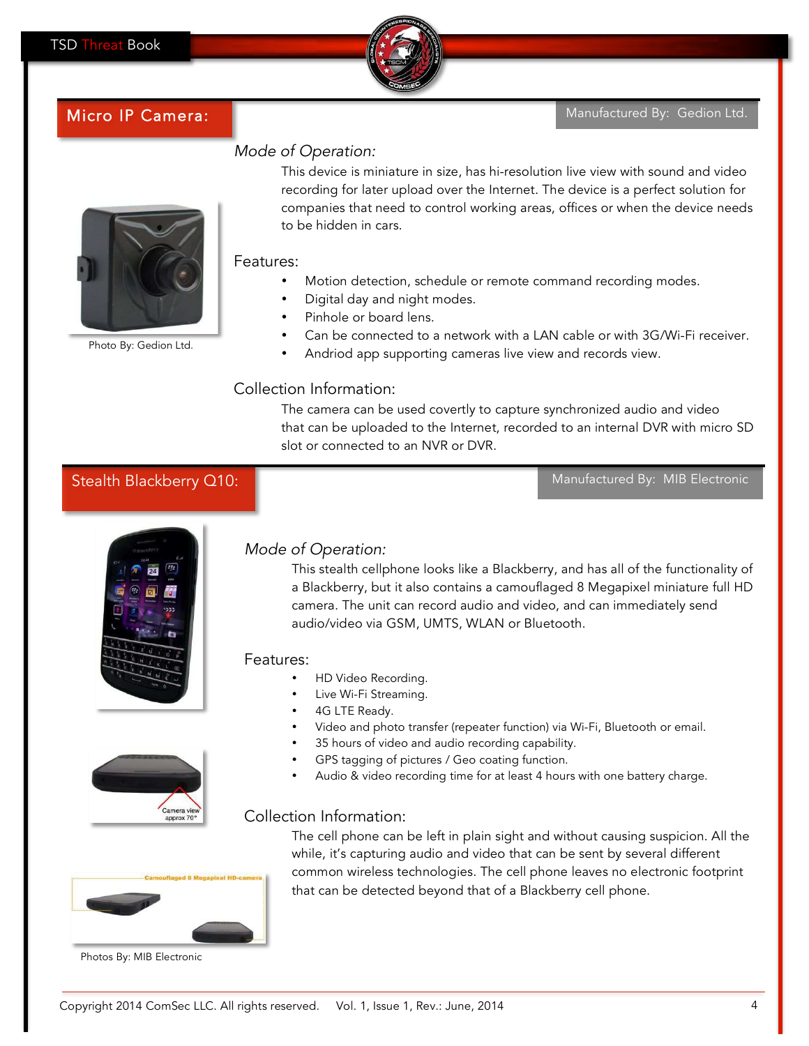## Micro IP Camera:

Manufactured By: Gedion Ltd.

Photo By: Gedion Ltd.

### *Mode of Operation:*

This device is miniature in size, has hi-resolution live view with sound and video recording for later upload over the Internet. The device is a perfect solution for companies that need to control working areas, offices or when the device needs to be hidden in cars.

### Features:

- Motion detection, schedule or remote command recording modes.
- Digital day and night modes.
- Pinhole or board lens.
- Can be connected to a network with a LAN cable or with 3G/Wi-Fi receiver.
- Andriod app supporting cameras live view and records view.

### Collection Information:

The camera can be used covertly to capture synchronized audio and video that can be uploaded to the Internet, recorded to an internal DVR with micro SD slot or connected to an NVR or DVR.

## Stealth Blackberry Q10:

Manufactured By: MIB Electronic

### *Mode of Operation:*

This stealth cellphone looks like a Blackberry, and has all of the functionality of a Blackberry, but it also contains a camouflaged 8 Megapixel miniature full HD camera. The unit can record audio and video, and can immediately send audio/video via GSM, UMTS, WLAN or Bluetooth.

### Features:

- HD Video Recording.
- Live Wi-Fi Streaming.
- 4G LTE Ready.
- Video and photo transfer (repeater function) via Wi-Fi, Bluetooth or email.
- 35 hours of video and audio recording capability.
- GPS tagging of pictures / Geo coating function.
- Audio & video recording time for at least 4 hours with one battery charge.

### Collection Information:

The cell phone can be left in plain sight and without causing suspicion. All the while, it's capturing audio and video that can be sent by several different common wireless technologies. The cell phone leaves no electronic footprint that can be detected beyond that of a Blackberry cell phone.

Camera view approx 70°

Camouflaged 8 Megapixel HD-camera

Photos By: MIB Electronic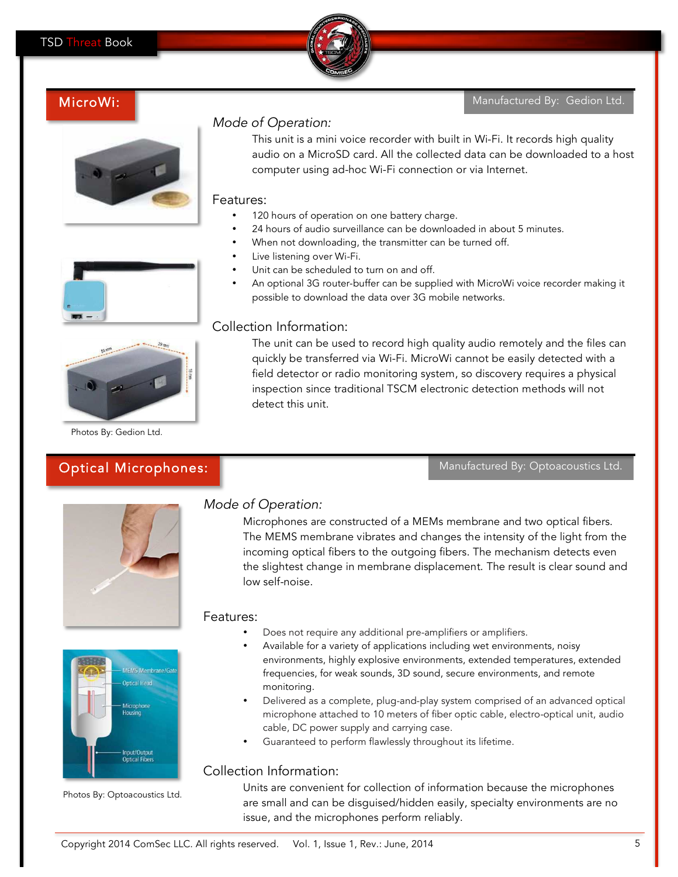## MicroWi:

Manufactured By: Gedion Ltd.

### *Mode of Operation:*

This unit is a mini voice recorder with built in Wi-Fi. It records high quality audio on a MicroSD card. All the collected data can be downloaded to a host computer using ad-hoc Wi-Fi connection or via Internet.

### Features:

- 120 hours of operation on one battery charge.
- 24 hours of audio surveillance can be downloaded in about 5 minutes.
- When not downloading, the transmitter can be turned off.
- Live listening over Wi-Fi.
- Unit can be scheduled to turn on and off.
- An optional 3G router-buffer can be supplied with MicroWi voice recorder making it possible to download the data over 3G mobile networks.

### Collection Information:

The unit can be used to record high quality audio remotely and the files can quickly be transferred via Wi-Fi. MicroWi cannot be easily detected with a field detector or radio monitoring system, so discovery requires a physical inspection since traditional TSCM electronic detection methods will not detect this unit.

Photos By: Gedion Ltd.

## Optical Microphones:

Manufactured By: Optoacoustics Ltd.

### *Mode of Operation:*

Microphones are constructed of a MEMs membrane and two optical fibers. The MEMS membrane vibrates and changes the intensity of the light from the incoming optical fibers to the outgoing fibers. The mechanism detects even the slightest change in membrane displacement. The result is clear sound and low self-noise.

### Features:

- Does not require any additional pre-amplifiers or amplifiers.
- Available for a variety of applications including wet environments, noisy environments, highly explosive environments, extended temperatures, extended frequencies, for weak sounds, 3D sound, secure environments, and remote monitoring.
- Delivered as a complete, plug-and-play system comprised of an advanced optical microphone attached to 10 meters of fiber optic cable, electro-optical unit, audio cable, DC power supply and carrying case.
- Guaranteed to perform flawlessly throughout its lifetime.

### Collection Information:

Units are convenient for collection of information because the microphones are small and can be disguised/hidden easily, specialty environments are no issue, and the microphones perform reliably.

Photos By: Optoacoustics Ltd.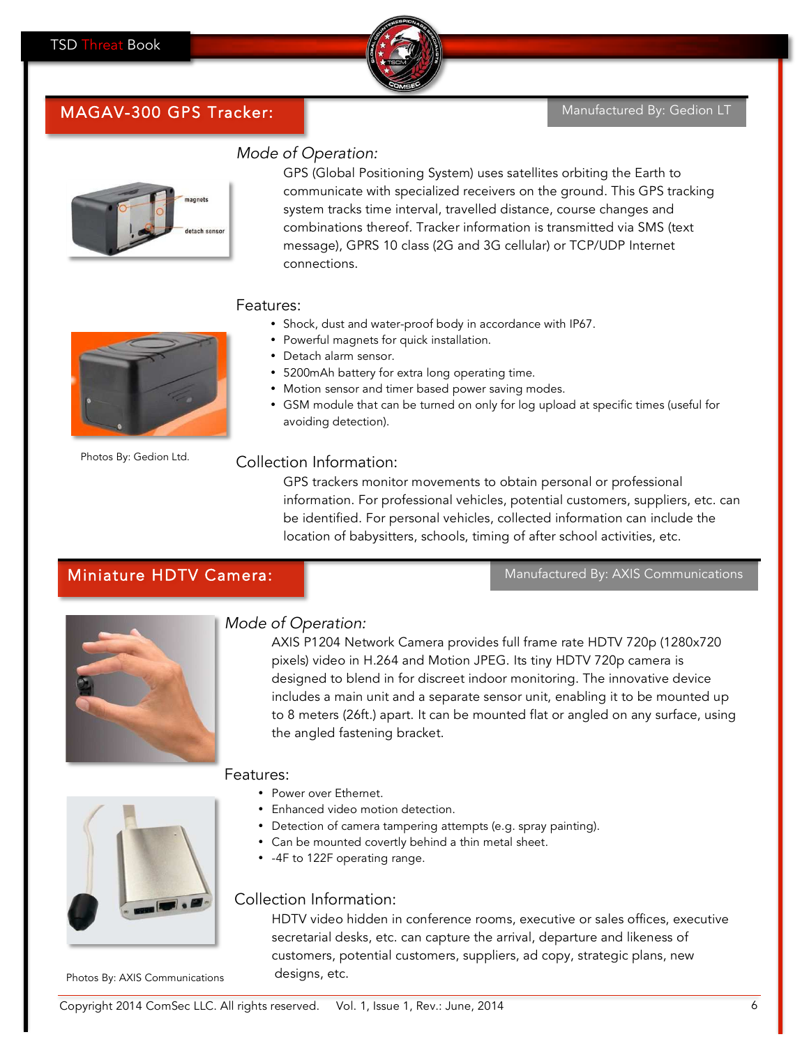## MAGAV-300 GPS Tracker:

Manufactured By: Gedion LT

### *Mode of Operation:*

GPS (Global Positioning System) uses satellites orbiting the Earth to communicate with specialized receivers on the ground. This GPS tracking system tracks time interval, travelled distance, course changes and combinations thereof. Tracker information is transmitted via SMS (text message), GPRS 10 class (2G and 3G cellular) or TCP/UDP Internet connections.

### Features:

- Shock, dust and water-proof body in accordance with IP67.
- Powerful magnets for quick installation.
- Detach alarm sensor.
- 5200mAh battery for extra long operating time.
- Motion sensor and timer based power saving modes.
- GSM module that can be turned on only for log upload at specific times (useful for avoiding detection).

Photos By: Gedion Ltd.

### Collection Information:

GPS trackers monitor movements to obtain personal or professional information. For professional vehicles, potential customers, suppliers, etc. can be identified. For personal vehicles, collected information can include the location of babysitters, schools, timing of after school activities, etc.

## Miniature HDTV Camera:

Manufactured By: AXIS Communications

### *Mode of Operation:*

AXIS P1204 Network Camera provides full frame rate HDTV 720p (1280x720 pixels) video in H.264 and Motion JPEG. Its tiny HDTV 720p camera is designed to blend in for discreet indoor monitoring. The innovative device includes a main unit and a separate sensor unit, enabling it to be mounted up to 8 meters (26ft.) apart. It can be mounted flat or angled on any surface, using the angled fastening bracket.

### Features:

- Power over Ethernet.
- Enhanced video motion detection.
- Detection of camera tampering attempts (e.g. spray painting).
- Can be mounted covertly behind a thin metal sheet.
- -4F to 122F operating range.

### Collection Information:

HDTV video hidden in conference rooms, executive or sales offices, executive secretarial desks, etc. can capture the arrival, departure and likeness of customers, potential customers, suppliers, ad copy, strategic plans, new designs, etc.

Photos By: AXIS Communications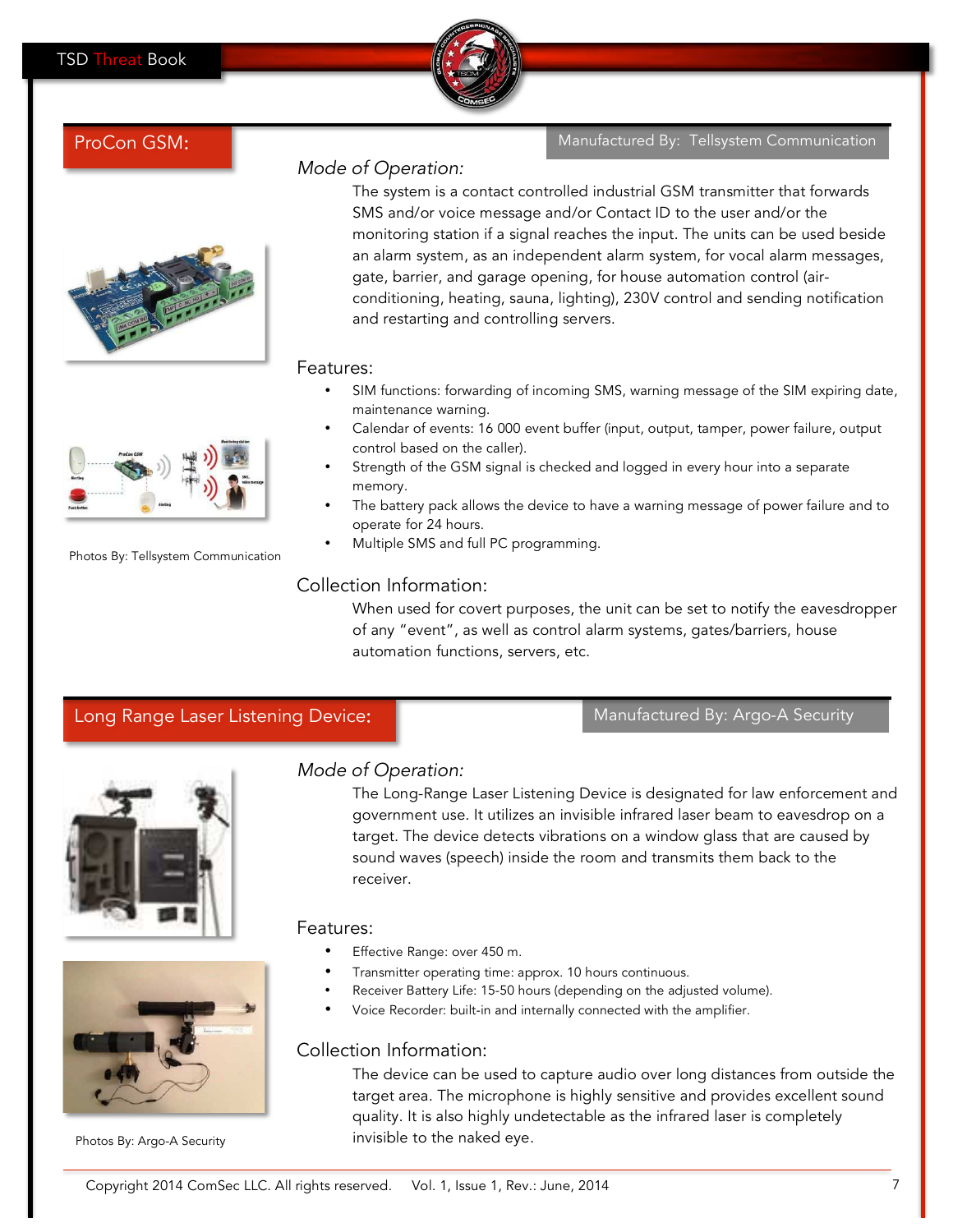## ProCon GSM:

Manufactured By: Tellsystem Communication

### *Mode of Operation:*

The system is a contact controlled industrial GSM transmitter that forwards SMS and/or voice message and/or Contact ID to the user and/or the monitoring station if a signal reaches the input. The units can be used beside an alarm system, as an independent alarm system, for vocal alarm messages, gate, barrier, and garage opening, for house automation control (air-conditioning, heating, sauna, lighting), 230V control and sending notification and restarting and controlling servers.

### Features:

- SIM functions: forwarding of incoming SMS, warning message of the SIM expiring date, maintenance warning.
- Calendar of events: 16 000 event buffer (input, output, tamper, power failure, output control based on the caller).
- Strength of the GSM signal is checked and logged in every hour into a separate memory.
- The battery pack allows the device to have a warning message of power failure and to operate for 24 hours.
- Multiple SMS and full PC programming.

Photos By: Tellsystem Communication

### Collection Information:

When used for covert purposes, the unit can be set to notify the eavesdropper of any "event", as well as control alarm systems, gates/barriers, house automation functions, servers, etc.

## Long Range Laser Listening Device:

Manufactured By: Argo-A Security

### *Mode of Operation:*

The Long-Range Laser Listening Device is designated for law enforcement and government use. It utilizes an invisible infrared laser beam to eavesdrop on a target. The device detects vibrations on a window glass that are caused by sound waves (speech) inside the room and transmits them back to the receiver.

### Features:

- Effective Range: over 450 m.
- Transmitter operating time: approx. 10 hours continuous.
- Receiver Battery Life: 15-50 hours (depending on the adjusted volume).
- Voice Recorder: built-in and internally connected with the amplifier.

### Collection Information:

The device can be used to capture audio over long distances from outside the target area. The microphone is highly sensitive and provides excellent sound quality. It is also highly undetectable as the infrared laser is completely invisible to the naked eye.

Photos By: Argo-A Security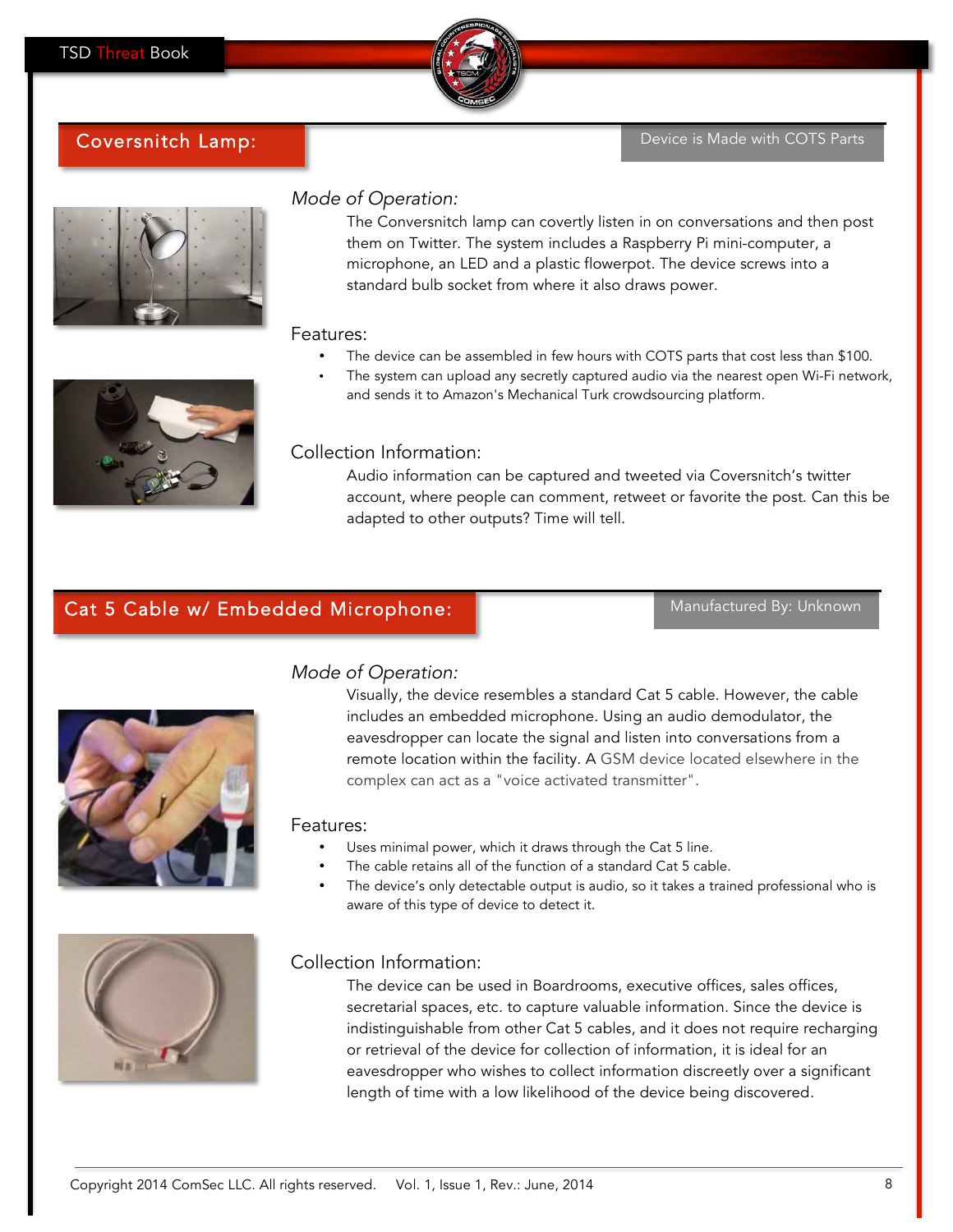## Coversnitch Lamp:

Device is Made with COTS Parts

*Mode of Operation:*

The Conversnitch lamp can covertly listen in on conversations and then post them on Twitter. The system includes a Raspberry Pi mini-computer, a microphone, an LED and a plastic flowerpot. The device screws into a standard bulb socket from where it also draws power.

Features:

- The device can be assembled in few hours with COTS parts that cost less than $100.
- The system can upload any secretly captured audio via the nearest open Wi-Fi network, and sends it to Amazon's Mechanical Turk crowdsourcing platform.

Collection Information:

Audio information can be captured and tweeted via Coversnitch's twitter account, where people can comment, retweet or favorite the post. Can this be adapted to other outputs? Time will tell.

## Cat 5 Cable w/ Embedded Microphone:

Manufactured By: Unknown

*Mode of Operation:*

Visually, the device resembles a standard Cat 5 cable. However, the cable includes an embedded microphone. Using an audio demodulator, the eavesdropper can locate the signal and listen into conversations from a remote location within the facility. A GSM device located elsewhere in the complex can act as a "voice activated transmitter".

Features:

- Uses minimal power, which it draws through the Cat 5 line.
- The cable retains all of the function of a standard Cat 5 cable.
- The device's only detectable output is audio, so it takes a trained professional who is aware of this type of device to detect it.

Collection Information:

The device can be used in Boardrooms, executive offices, sales offices, secretarial spaces, etc. to capture valuable information. Since the device is indistinguishable from other Cat 5 cables, and it does not require recharging or retrieval of the device for collection of information, it is ideal for an eavesdropper who wishes to collect information discreetly over a significant length of time with a low likelihood of the device being discovered.

Copyright 2014 ComSec LLC. All rights reserved.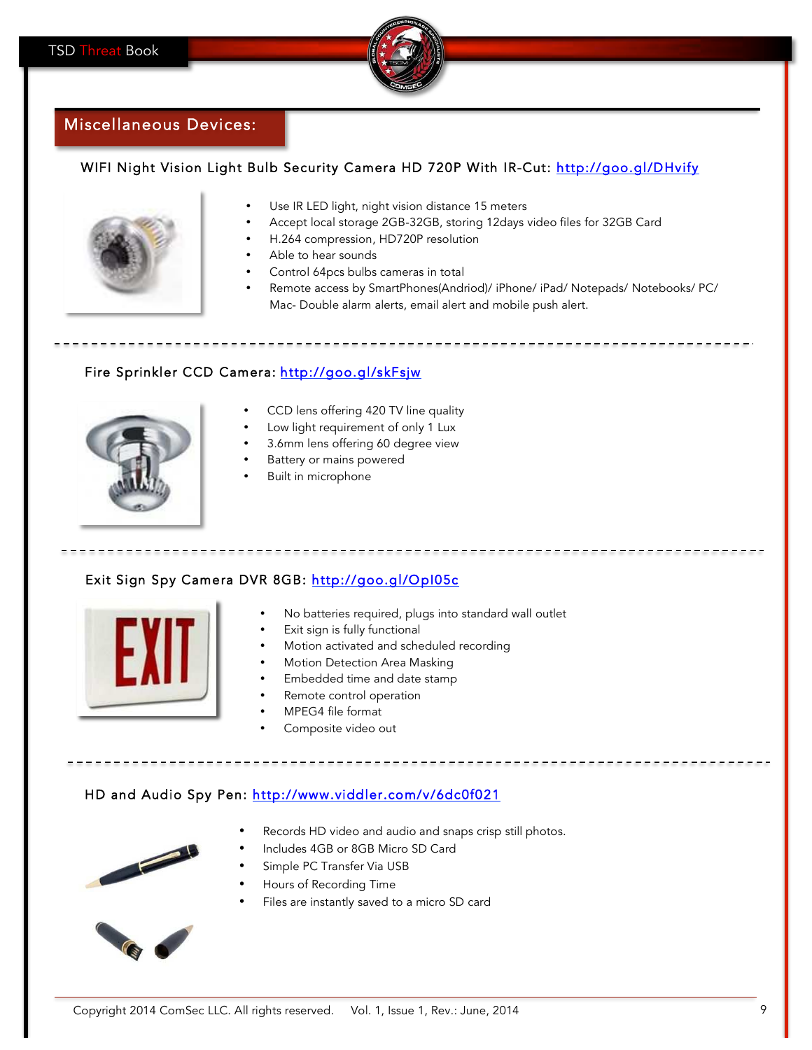## Miscellaneous Devices:

### WIFI Night Vision Light Bulb Security Camera HD 720P With IR-Cut: http://goo.gl/DHvify

- Use IR LED light, night vision distance 15 meters
- Accept local storage 2GB-32GB, storing 12days video files for 32GB Card
- H.264 compression, HD720P resolution
- Able to hear sounds
- Control 64pcs bulbs cameras in total
- Remote access by SmartPhones(Andriod)/ iPhone/ iPad/ Notepads/ Notebooks/ PC/ Mac- Double alarm alerts, email alert and mobile push alert.

---

### Fire Sprinkler CCD Camera: http://goo.gl/skFsjw

- CCD lens offering 420 TV line quality
- Low light requirement of only 1 Lux
- 3.6mm lens offering 60 degree view
- Battery or mains powered
- Built in microphone

---

### Exit Sign Spy Camera DVR 8GB: http://goo.gl/Opl05c

- No batteries required, plugs into standard wall outlet
- Exit sign is fully functional
- Motion activated and scheduled recording
- Motion Detection Area Masking
- Embedded time and date stamp
- Remote control operation
- MPEG4 file format
- Composite video out

---

### HD and Audio Spy Pen: http://www.viddler.com/v/6dc0f021

- Records HD video and audio and snaps crisp still photos.
- Includes 4GB or 8GB Micro SD Card
- Simple PC Transfer Via USB
- Hours of Recording Time
- Files are instantly saved to a micro SD card

Copyright 2014 ComSec LLC. All rights reserved.